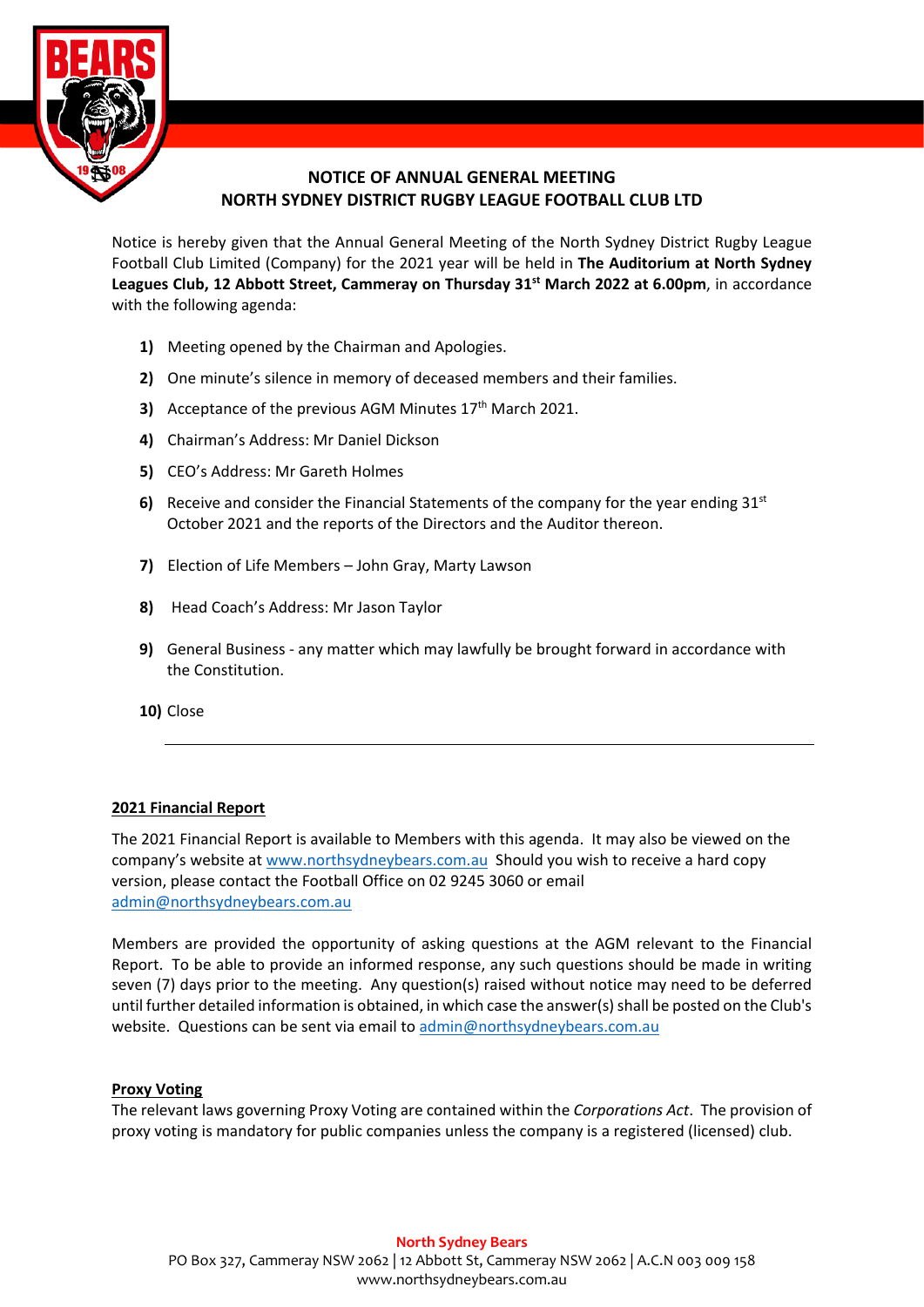# NOTICE OF ANNUAL GENERAL MEETING
# NORTH SYDNEY DISTRICT RUGBY LEAGUE FOOTBALL CLUB LTD

Notice is hereby given that the Annual General Meeting of the North Sydney District Rugby League Football Club Limited (Company) for the 2021 year will be held in **The Auditorium at North Sydney Leagues Club, 12 Abbott Street, Cammeray on Thursday 31st March 2022 at 6.00pm**, in accordance with the following agenda:

1) Meeting opened by the Chairman and Apologies.
2) One minute's silence in memory of deceased members and their families.
3) Acceptance of the previous AGM Minutes 17th March 2021.
4) Chairman's Address: Mr Daniel Dickson
5) CEO's Address: Mr Gareth Holmes
6) Receive and consider the Financial Statements of the company for the year ending 31st October 2021 and the reports of the Directors and the Auditor thereon.
7) Election of Life Members – John Gray, Marty Lawson
8) Head Coach's Address: Mr Jason Taylor
9) General Business - any matter which may lawfully be brought forward in accordance with the Constitution.
10) Close

---

## 2021 Financial Report

The 2021 Financial Report is available to Members with this agenda. It may also be viewed on the company's website at www.northsydneybears.com.au Should you wish to receive a hard copy version, please contact the Football Office on 02 9245 3060 or email admin@northsydneybears.com.au

Members are provided the opportunity of asking questions at the AGM relevant to the Financial Report. To be able to provide an informed response, any such questions should be made in writing seven (7) days prior to the meeting. Any question(s) raised without notice may need to be deferred until further detailed information is obtained, in which case the answer(s) shall be posted on the Club's website. Questions can be sent via email to admin@northsydneybears.com.au

## Proxy Voting

The relevant laws governing Proxy Voting are contained within the *Corporations Act*. The provision of proxy voting is mandatory for public companies unless the company is a registered (licensed) club.

**North Sydney Bears**
PO Box 327, Cammeray NSW 2062 | 12 Abbott St, Cammeray NSW 2062 | A.C.N 003 009 158
www.northsydneybears.com.au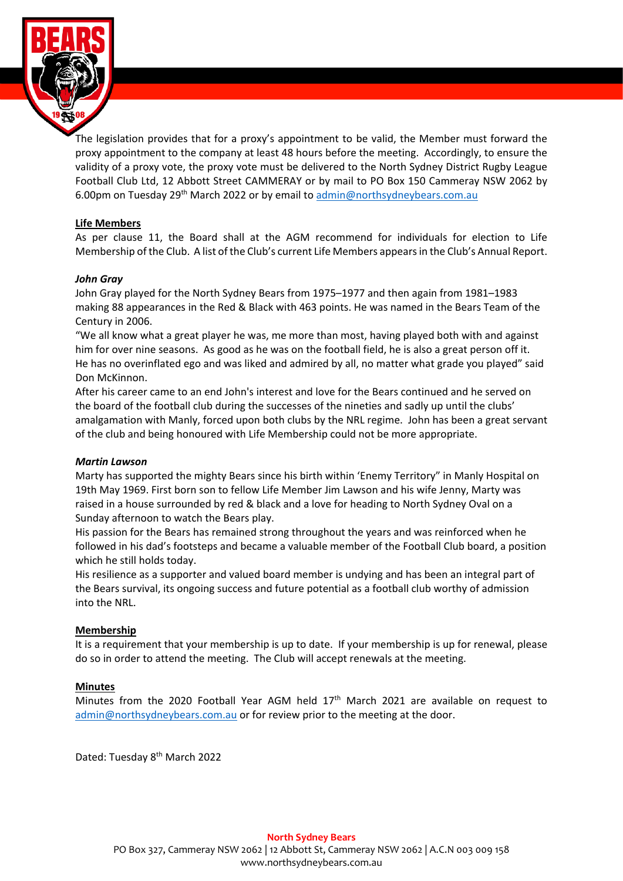The legislation provides that for a proxy's appointment to be valid, the Member must forward the proxy appointment to the company at least 48 hours before the meeting. Accordingly, to ensure the validity of a proxy vote, the proxy vote must be delivered to the North Sydney District Rugby League Football Club Ltd, 12 Abbott Street CAMMERAY or by mail to PO Box 150 Cammeray NSW 2062 by 6.00pm on Tuesday 29th March 2022 or by email to admin@northsydneybears.com.au

**Life Members**

As per clause 11, the Board shall at the AGM recommend for individuals for election to Life Membership of the Club. A list of the Club's current Life Members appears in the Club's Annual Report.

***John Gray***

John Gray played for the North Sydney Bears from 1975–1977 and then again from 1981–1983 making 88 appearances in the Red & Black with 463 points. He was named in the Bears Team of the Century in 2006.

"We all know what a great player he was, me more than most, having played both with and against him for over nine seasons. As good as he was on the football field, he is also a great person off it. He has no overinflated ego and was liked and admired by all, no matter what grade you played" said Don McKinnon.

After his career came to an end John's interest and love for the Bears continued and he served on the board of the football club during the successes of the nineties and sadly up until the clubs' amalgamation with Manly, forced upon both clubs by the NRL regime. John has been a great servant of the club and being honoured with Life Membership could not be more appropriate.

***Martin Lawson***

Marty has supported the mighty Bears since his birth within 'Enemy Territory" in Manly Hospital on 19th May 1969. First born son to fellow Life Member Jim Lawson and his wife Jenny, Marty was raised in a house surrounded by red & black and a love for heading to North Sydney Oval on a Sunday afternoon to watch the Bears play.

His passion for the Bears has remained strong throughout the years and was reinforced when he followed in his dad's footsteps and became a valuable member of the Football Club board, a position which he still holds today.

His resilience as a supporter and valued board member is undying and has been an integral part of the Bears survival, its ongoing success and future potential as a football club worthy of admission into the NRL.

**Membership**

It is a requirement that your membership is up to date. If your membership is up for renewal, please do so in order to attend the meeting. The Club will accept renewals at the meeting.

**Minutes**

Minutes from the 2020 Football Year AGM held 17th March 2021 are available on request to admin@northsydneybears.com.au or for review prior to the meeting at the door.

Dated: Tuesday 8th March 2022

**North Sydney Bears**
PO Box 327, Cammeray NSW 2062 | 12 Abbott St, Cammeray NSW 2062 | A.C.N 003 009 158
www.northsydneybears.com.au